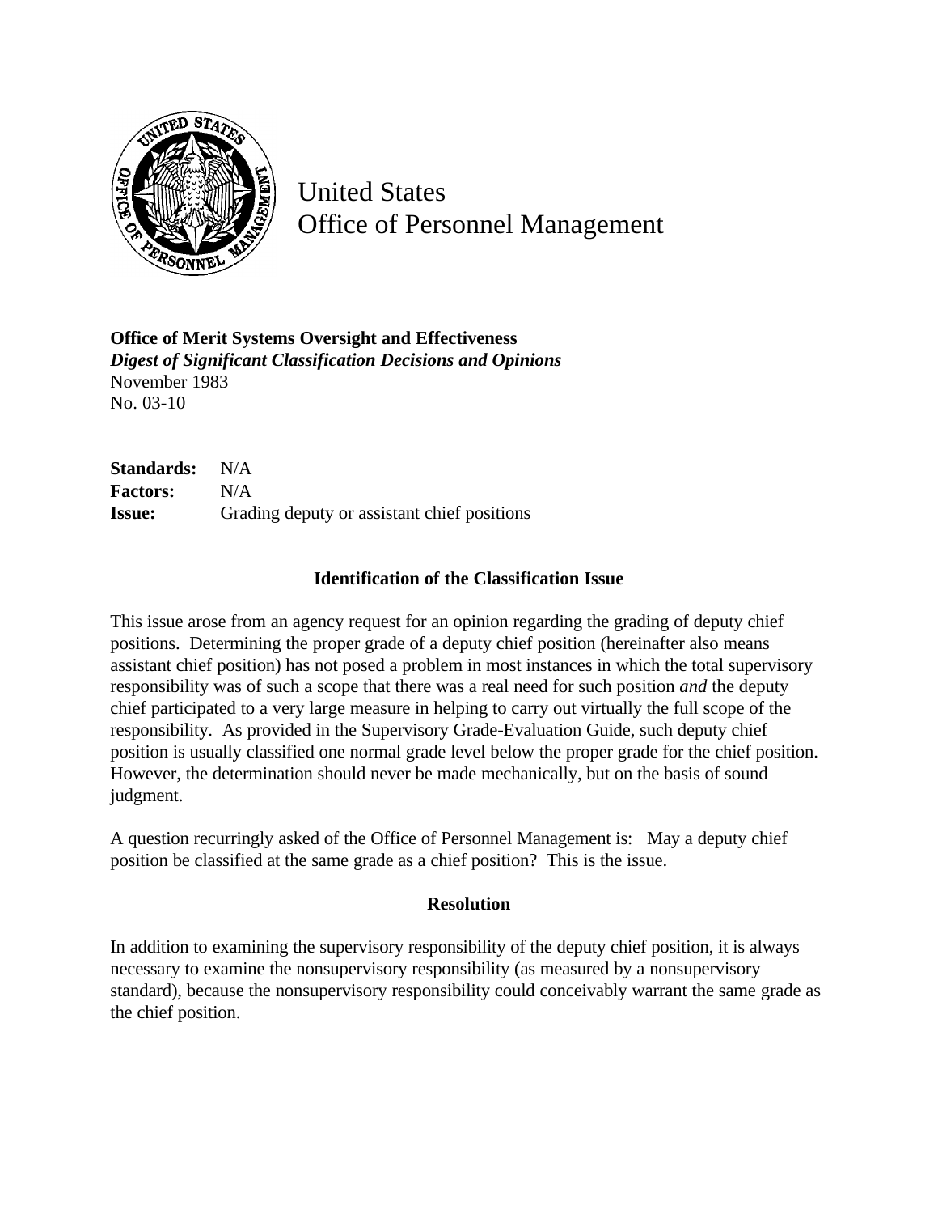United States
Office of Personnel Management

**Office of Merit Systems Oversight and Effectiveness**
***Digest of Significant Classification Decisions and Opinions***
November 1983
No. 03-10

**Standards:** N/A
**Factors:** N/A
**Issue:** Grading deputy or assistant chief positions

### Identification of the Classification Issue

This issue arose from an agency request for an opinion regarding the grading of deputy chief positions. Determining the proper grade of a deputy chief position (hereinafter also means assistant chief position) has not posed a problem in most instances in which the total supervisory responsibility was of such a scope that there was a real need for such position *and* the deputy chief participated to a very large measure in helping to carry out virtually the full scope of the responsibility. As provided in the Supervisory Grade-Evaluation Guide, such deputy chief position is usually classified one normal grade level below the proper grade for the chief position. However, the determination should never be made mechanically, but on the basis of sound judgment.

A question recurringly asked of the Office of Personnel Management is: May a deputy chief position be classified at the same grade as a chief position? This is the issue.

### Resolution

In addition to examining the supervisory responsibility of the deputy chief position, it is always necessary to examine the nonsupervisory responsibility (as measured by a nonsupervisory standard), because the nonsupervisory responsibility could conceivably warrant the same grade as the chief position.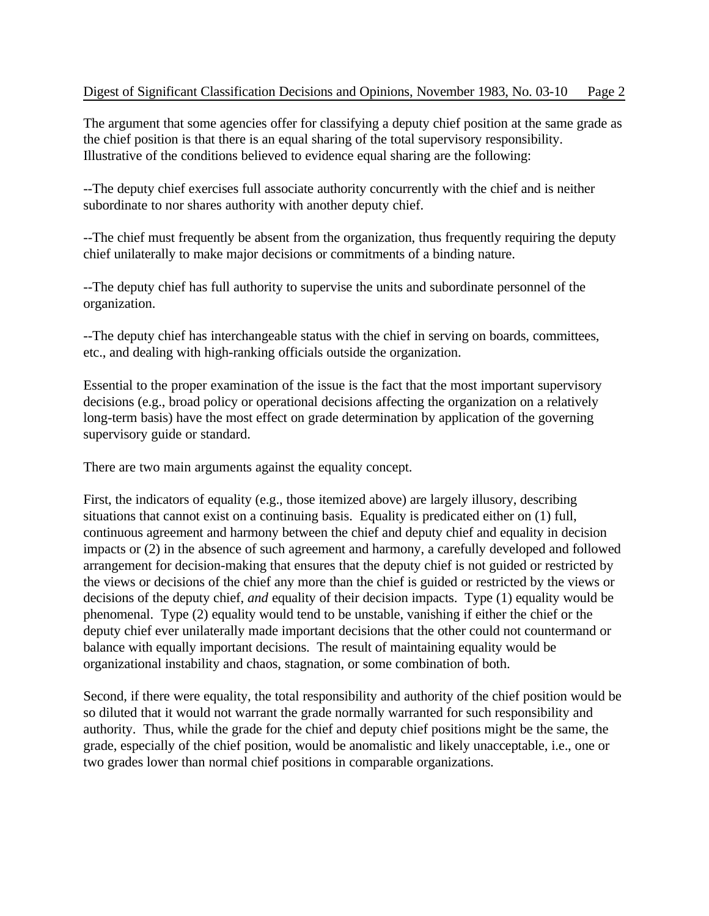The argument that some agencies offer for classifying a deputy chief position at the same grade as the chief position is that there is an equal sharing of the total supervisory responsibility. Illustrative of the conditions believed to evidence equal sharing are the following:

--The deputy chief exercises full associate authority concurrently with the chief and is neither subordinate to nor shares authority with another deputy chief.

--The chief must frequently be absent from the organization, thus frequently requiring the deputy chief unilaterally to make major decisions or commitments of a binding nature.

--The deputy chief has full authority to supervise the units and subordinate personnel of the organization.

--The deputy chief has interchangeable status with the chief in serving on boards, committees, etc., and dealing with high-ranking officials outside the organization.

Essential to the proper examination of the issue is the fact that the most important supervisory decisions (e.g., broad policy or operational decisions affecting the organization on a relatively long-term basis) have the most effect on grade determination by application of the governing supervisory guide or standard.

There are two main arguments against the equality concept.

First, the indicators of equality (e.g., those itemized above) are largely illusory, describing situations that cannot exist on a continuing basis. Equality is predicated either on (1) full, continuous agreement and harmony between the chief and deputy chief and equality in decision impacts or (2) in the absence of such agreement and harmony, a carefully developed and followed arrangement for decision-making that ensures that the deputy chief is not guided or restricted by the views or decisions of the chief any more than the chief is guided or restricted by the views or decisions of the deputy chief, *and* equality of their decision impacts. Type (1) equality would be phenomenal. Type (2) equality would tend to be unstable, vanishing if either the chief or the deputy chief ever unilaterally made important decisions that the other could not countermand or balance with equally important decisions. The result of maintaining equality would be organizational instability and chaos, stagnation, or some combination of both.

Second, if there were equality, the total responsibility and authority of the chief position would be so diluted that it would not warrant the grade normally warranted for such responsibility and authority. Thus, while the grade for the chief and deputy chief positions might be the same, the grade, especially of the chief position, would be anomalistic and likely unacceptable, i.e., one or two grades lower than normal chief positions in comparable organizations.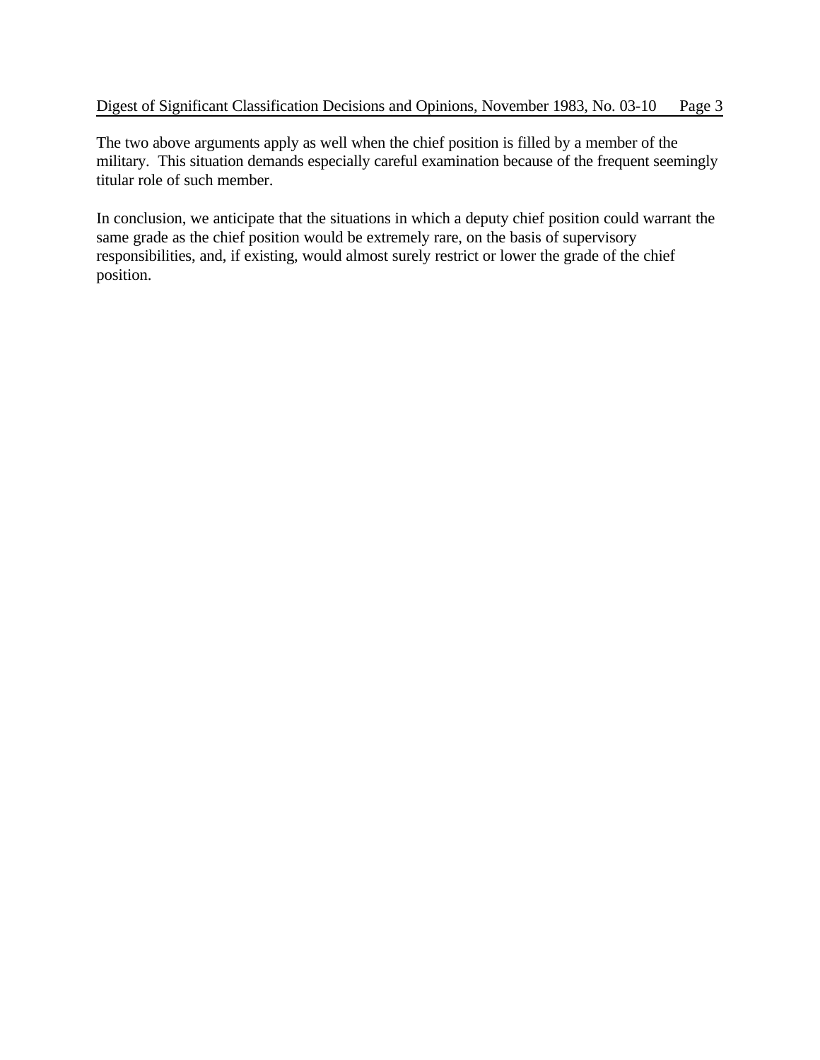The two above arguments apply as well when the chief position is filled by a member of the military. This situation demands especially careful examination because of the frequent seemingly titular role of such member.

In conclusion, we anticipate that the situations in which a deputy chief position could warrant the same grade as the chief position would be extremely rare, on the basis of supervisory responsibilities, and, if existing, would almost surely restrict or lower the grade of the chief position.